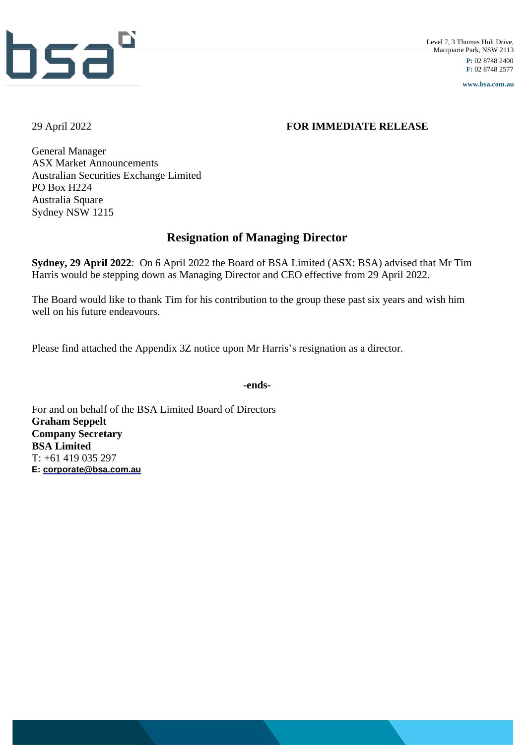Level 7, 3 Thomas Holt Drive,
Macquarie Park, NSW 2113
**P:** 02 8748 2400
**F:** 02 8748 2577
**www.bsa.com.au**

29 April 2022 **FOR IMMEDIATE RELEASE**

General Manager
ASX Market Announcements
Australian Securities Exchange Limited
PO Box H224
Australia Square
Sydney NSW 1215

## Resignation of Managing Director

**Sydney, 29 April 2022**: On 6 April 2022 the Board of BSA Limited (ASX: BSA) advised that Mr Tim Harris would be stepping down as Managing Director and CEO effective from 29 April 2022.

The Board would like to thank Tim for his contribution to the group these past six years and wish him well on his future endeavours.

Please find attached the Appendix 3Z notice upon Mr Harris's resignation as a director.

**-ends-**

For and on behalf of the BSA Limited Board of Directors
**Graham Seppelt**
**Company Secretary**
**BSA Limited**
T: +61 419 035 297
**E: corporate@bsa.com.au**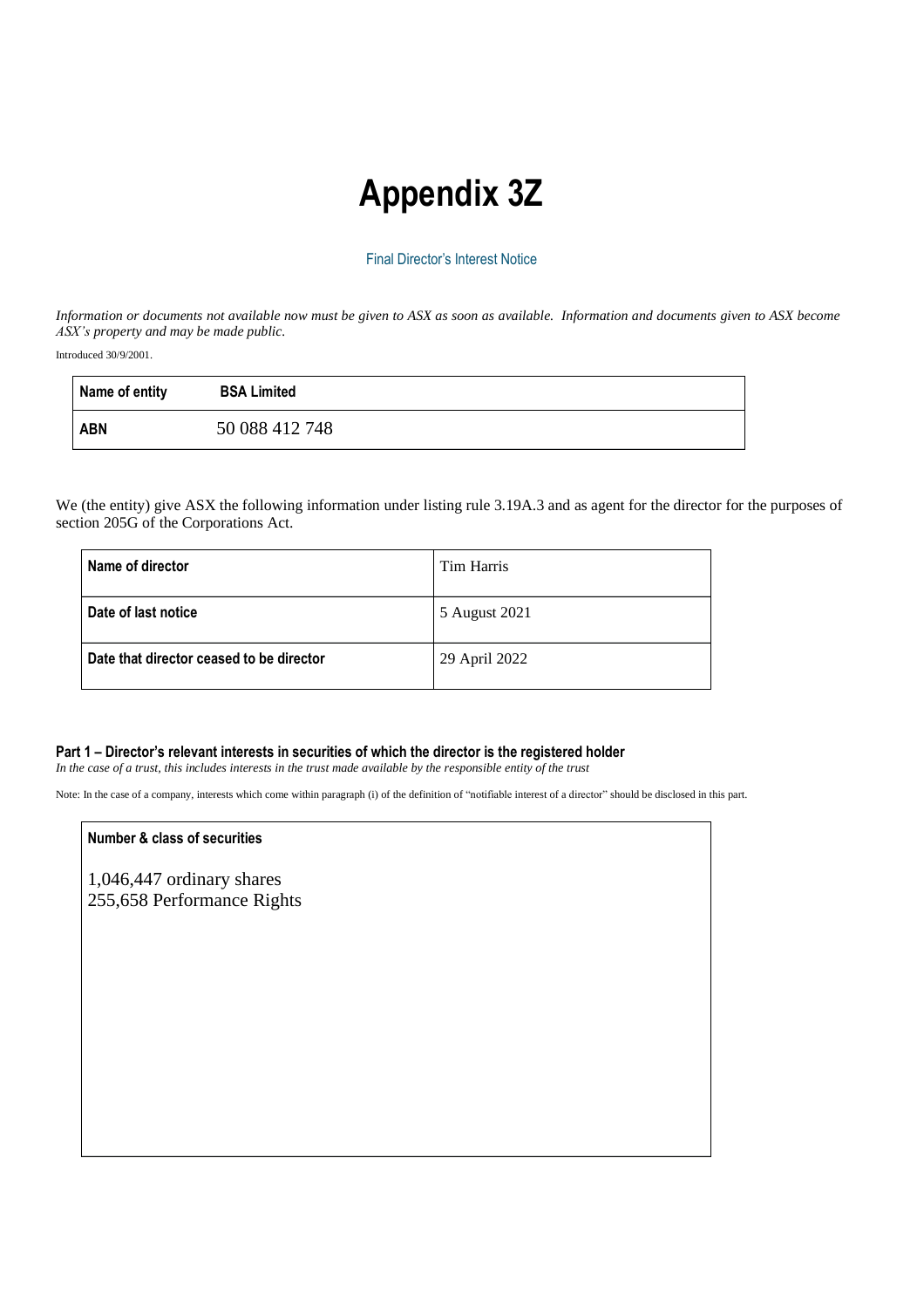# Appendix 3Z

Final Director's Interest Notice

*Information or documents not available now must be given to ASX as soon as available. Information and documents given to ASX become ASX's property and may be made public.*

Introduced 30/9/2001.

| **Name of entity** | **BSA Limited** |
|---|---|
| **ABN** | 50 088 412 748 |

We (the entity) give ASX the following information under listing rule 3.19A.3 and as agent for the director for the purposes of section 205G of the Corporations Act.

| **Name of director** | Tim Harris |
|---|---|
| **Date of last notice** | 5 August 2021 |
| **Date that director ceased to be director** | 29 April 2022 |

**Part 1 – Director's relevant interests in securities of which the director is the registered holder**

*In the case of a trust, this includes interests in the trust made available by the responsible entity of the trust*

Note: In the case of a company, interests which come within paragraph (i) of the definition of "notifiable interest of a director" should be disclosed in this part.

| **Number & class of securities** |
|---|
| 1,046,447 ordinary shares<br>255,658 Performance Rights |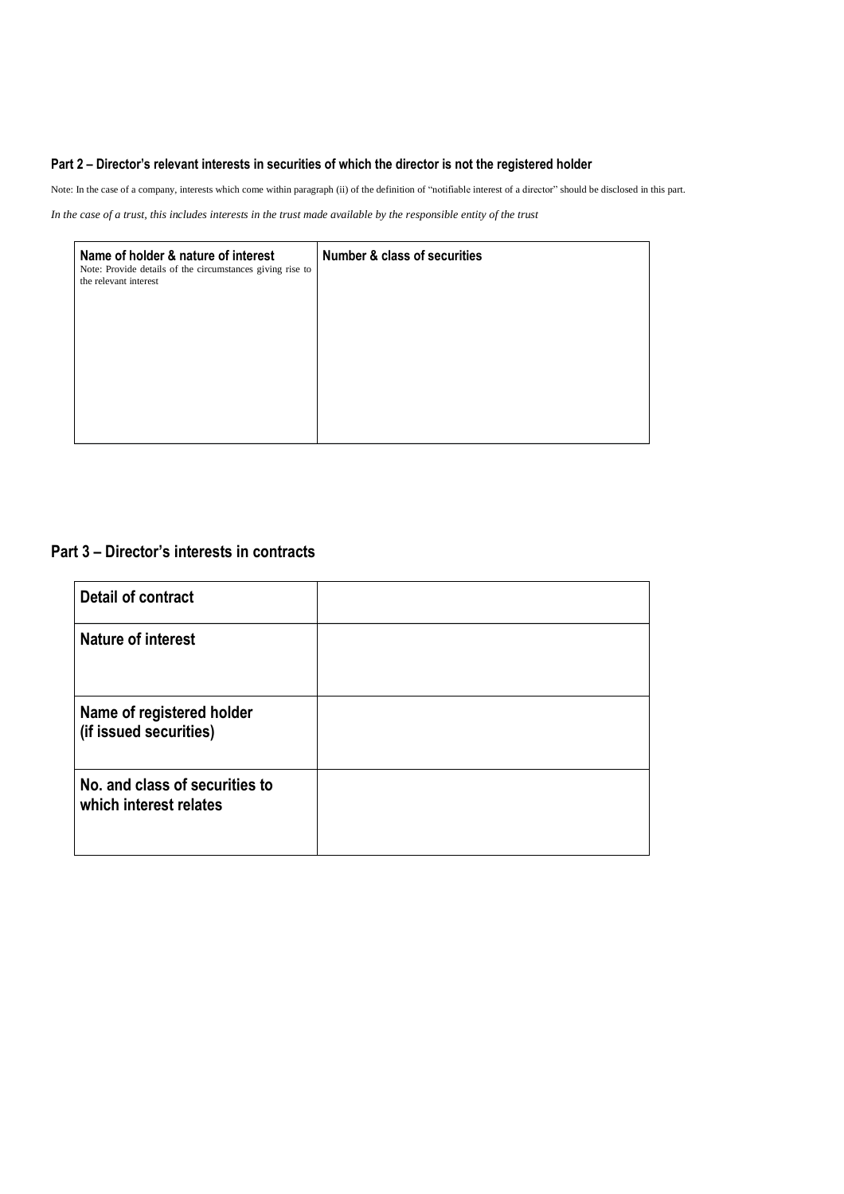### Part 2 – Director's relevant interests in securities of which the director is not the registered holder

Note: In the case of a company, interests which come within paragraph (ii) of the definition of "notifiable interest of a director" should be disclosed in this part.

*In the case of a trust, this includes interests in the trust made available by the responsible entity of the trust*

| **Name of holder & nature of interest**<br>Note: Provide details of the circumstances giving rise to the relevant interest | **Number & class of securities** |
|---|---|
| | |

## Part 3 – Director's interests in contracts

| | |
|---|---|
| **Detail of contract** | |
| **Nature of interest** | |
| **Name of registered holder (if issued securities)** | |
| **No. and class of securities to which interest relates** | |